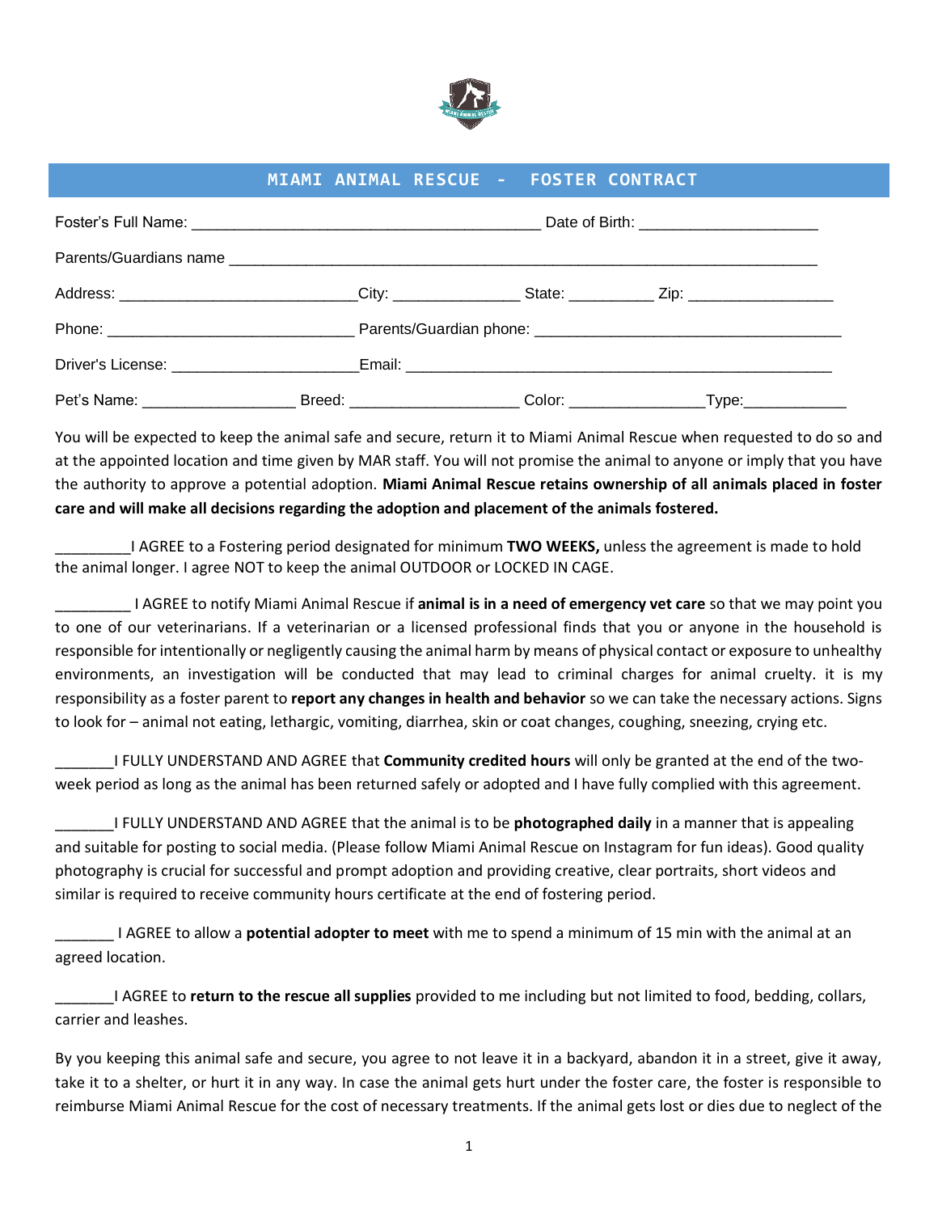# MIAMI ANIMAL RESCUE - FOSTER CONTRACT

Foster's Full Name: ________________________________________ Date of Birth: ____________________

Parents/Guardians name ______________________________________________________________________

Address: ___________________________City: ______________ State: _________ Zip: ________________

Phone: ____________________________ Parents/Guardian phone: ___________________________________

Driver's License: _____________________Email: _________________________________________________

Pet's Name: _________________ Breed: ___________________ Color: _______________Type:___________

You will be expected to keep the animal safe and secure, return it to Miami Animal Rescue when requested to do so and at the appointed location and time given by MAR staff. You will not promise the animal to anyone or imply that you have the authority to approve a potential adoption. **Miami Animal Rescue retains ownership of all animals placed in foster care and will make all decisions regarding the adoption and placement of the animals fostered.**

_________I AGREE to a Fostering period designated for minimum **TWO WEEKS,** unless the agreement is made to hold the animal longer. I agree NOT to keep the animal OUTDOOR or LOCKED IN CAGE.

_________ I AGREE to notify Miami Animal Rescue if **animal is in a need of emergency vet care** so that we may point you to one of our veterinarians. If a veterinarian or a licensed professional finds that you or anyone in the household is responsible for intentionally or negligently causing the animal harm by means of physical contact or exposure to unhealthy environments, an investigation will be conducted that may lead to criminal charges for animal cruelty. it is my responsibility as a foster parent to **report any changes in health and behavior** so we can take the necessary actions. Signs to look for – animal not eating, lethargic, vomiting, diarrhea, skin or coat changes, coughing, sneezing, crying etc.

_______I FULLY UNDERSTAND AND AGREE that **Community credited hours** will only be granted at the end of the two-week period as long as the animal has been returned safely or adopted and I have fully complied with this agreement.

_______I FULLY UNDERSTAND AND AGREE that the animal is to be **photographed daily** in a manner that is appealing and suitable for posting to social media. (Please follow Miami Animal Rescue on Instagram for fun ideas). Good quality photography is crucial for successful and prompt adoption and providing creative, clear portraits, short videos and similar is required to receive community hours certificate at the end of fostering period.

_______ I AGREE to allow a **potential adopter to meet** with me to spend a minimum of 15 min with the animal at an agreed location.

_______I AGREE to **return to the rescue all supplies** provided to me including but not limited to food, bedding, collars, carrier and leashes.

By you keeping this animal safe and secure, you agree to not leave it in a backyard, abandon it in a street, give it away, take it to a shelter, or hurt it in any way. In case the animal gets hurt under the foster care, the foster is responsible to reimburse Miami Animal Rescue for the cost of necessary treatments. If the animal gets lost or dies due to neglect of the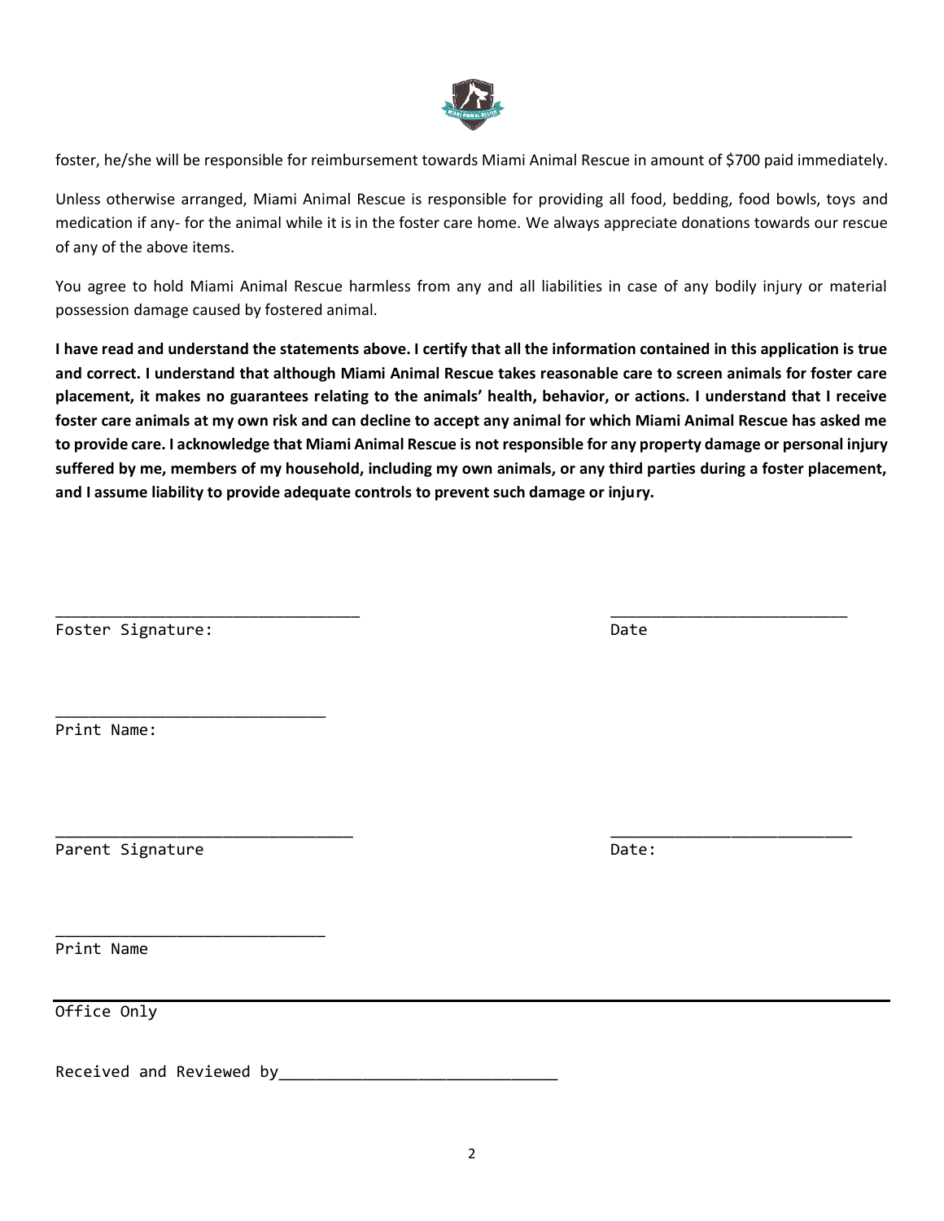foster, he/she will be responsible for reimbursement towards Miami Animal Rescue in amount of $700 paid immediately.

Unless otherwise arranged, Miami Animal Rescue is responsible for providing all food, bedding, food bowls, toys and medication if any- for the animal while it is in the foster care home. We always appreciate donations towards our rescue of any of the above items.

You agree to hold Miami Animal Rescue harmless from any and all liabilities in case of any bodily injury or material possession damage caused by fostered animal.

**I have read and understand the statements above. I certify that all the information contained in this application is true and correct. I understand that although Miami Animal Rescue takes reasonable care to screen animals for foster care placement, it makes no guarantees relating to the animals' health, behavior, or actions. I understand that I receive foster care animals at my own risk and can decline to accept any animal for which Miami Animal Rescue has asked me to provide care. I acknowledge that Miami Animal Rescue is not responsible for any property damage or personal injury suffered by me, members of my household, including my own animals, or any third parties during a foster placement, and I assume liability to provide adequate controls to prevent such damage or injury.**

___________________________________ ___________________________

Foster Signature: Date

______________________________

Print Name:

__________________________________ ___________________________

Parent Signature Date:

______________________________

Print Name

---

Office Only

Received and Reviewed by______________________________